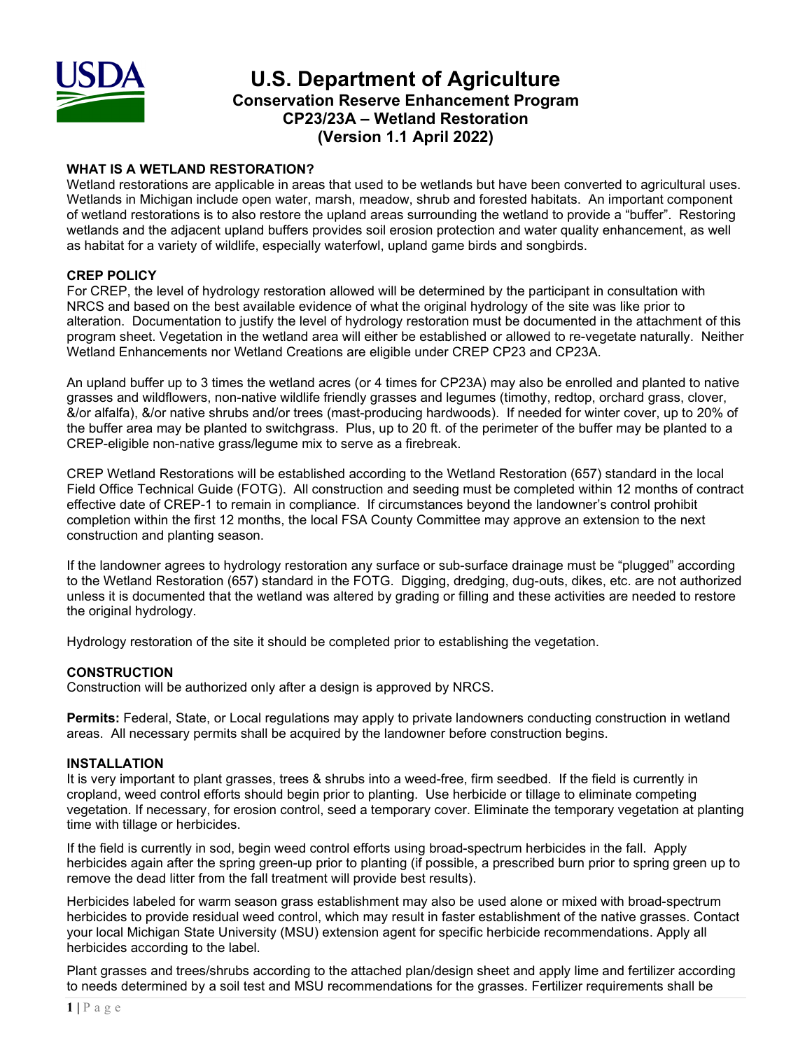# U.S. Department of Agriculture
## Conservation Reserve Enhancement Program
## CP23/23A – Wetland Restoration
## (Version 1.1 April 2022)

### WHAT IS A WETLAND RESTORATION?

Wetland restorations are applicable in areas that used to be wetlands but have been converted to agricultural uses. Wetlands in Michigan include open water, marsh, meadow, shrub and forested habitats. An important component of wetland restorations is to also restore the upland areas surrounding the wetland to provide a "buffer". Restoring wetlands and the adjacent upland buffers provides soil erosion protection and water quality enhancement, as well as habitat for a variety of wildlife, especially waterfowl, upland game birds and songbirds.

### CREP POLICY

For CREP, the level of hydrology restoration allowed will be determined by the participant in consultation with NRCS and based on the best available evidence of what the original hydrology of the site was like prior to alteration. Documentation to justify the level of hydrology restoration must be documented in the attachment of this program sheet. Vegetation in the wetland area will either be established or allowed to re-vegetate naturally. Neither Wetland Enhancements nor Wetland Creations are eligible under CREP CP23 and CP23A.

An upland buffer up to 3 times the wetland acres (or 4 times for CP23A) may also be enrolled and planted to native grasses and wildflowers, non-native wildlife friendly grasses and legumes (timothy, redtop, orchard grass, clover, &/or alfalfa), &/or native shrubs and/or trees (mast-producing hardwoods). If needed for winter cover, up to 20% of the buffer area may be planted to switchgrass. Plus, up to 20 ft. of the perimeter of the buffer may be planted to a CREP-eligible non-native grass/legume mix to serve as a firebreak.

CREP Wetland Restorations will be established according to the Wetland Restoration (657) standard in the local Field Office Technical Guide (FOTG). All construction and seeding must be completed within 12 months of contract effective date of CREP-1 to remain in compliance. If circumstances beyond the landowner's control prohibit completion within the first 12 months, the local FSA County Committee may approve an extension to the next construction and planting season.

If the landowner agrees to hydrology restoration any surface or sub-surface drainage must be "plugged" according to the Wetland Restoration (657) standard in the FOTG. Digging, dredging, dug-outs, dikes, etc. are not authorized unless it is documented that the wetland was altered by grading or filling and these activities are needed to restore the original hydrology.

Hydrology restoration of the site it should be completed prior to establishing the vegetation.

### CONSTRUCTION

Construction will be authorized only after a design is approved by NRCS.

**Permits:** Federal, State, or Local regulations may apply to private landowners conducting construction in wetland areas. All necessary permits shall be acquired by the landowner before construction begins.

### INSTALLATION

It is very important to plant grasses, trees & shrubs into a weed-free, firm seedbed. If the field is currently in cropland, weed control efforts should begin prior to planting. Use herbicide or tillage to eliminate competing vegetation. If necessary, for erosion control, seed a temporary cover. Eliminate the temporary vegetation at planting time with tillage or herbicides.

If the field is currently in sod, begin weed control efforts using broad-spectrum herbicides in the fall. Apply herbicides again after the spring green-up prior to planting (if possible, a prescribed burn prior to spring green up to remove the dead litter from the fall treatment will provide best results).

Herbicides labeled for warm season grass establishment may also be used alone or mixed with broad-spectrum herbicides to provide residual weed control, which may result in faster establishment of the native grasses. Contact your local Michigan State University (MSU) extension agent for specific herbicide recommendations. Apply all herbicides according to the label.

Plant grasses and trees/shrubs according to the attached plan/design sheet and apply lime and fertilizer according to needs determined by a soil test and MSU recommendations for the grasses. Fertilizer requirements shall be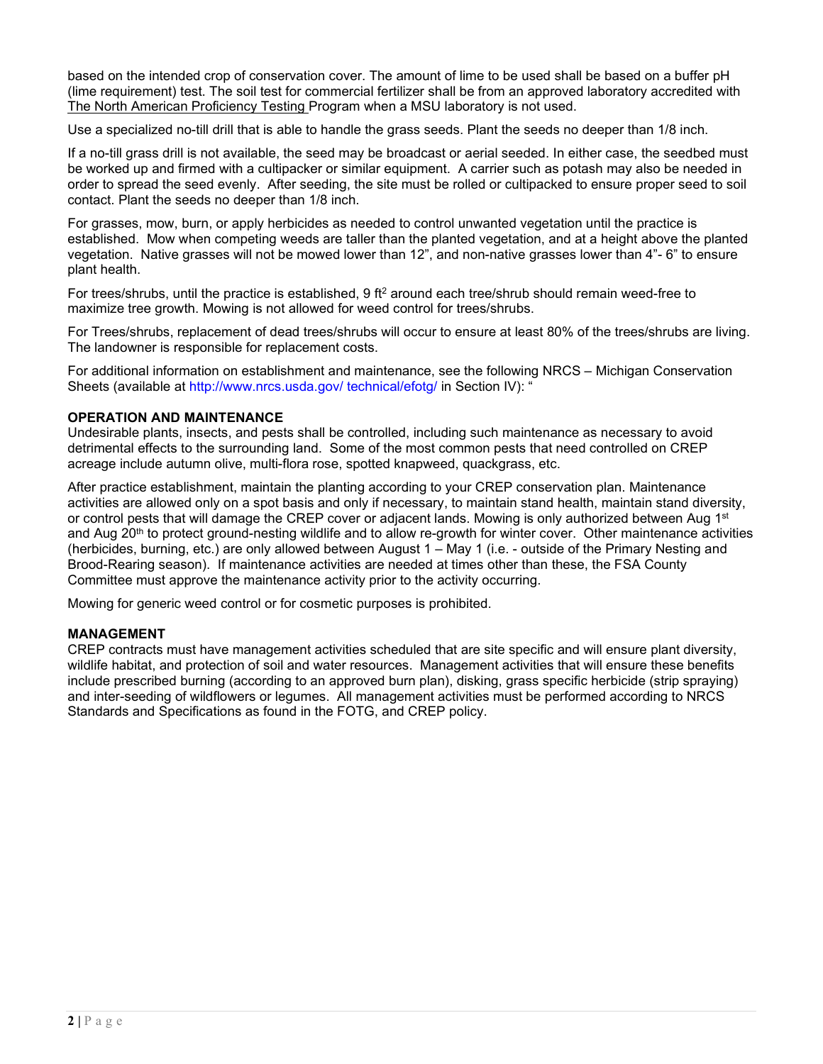based on the intended crop of conservation cover. The amount of lime to be used shall be based on a buffer pH (lime requirement) test. The soil test for commercial fertilizer shall be from an approved laboratory accredited with The North American Proficiency Testing Program when a MSU laboratory is not used.

Use a specialized no-till drill that is able to handle the grass seeds. Plant the seeds no deeper than 1/8 inch.

If a no-till grass drill is not available, the seed may be broadcast or aerial seeded. In either case, the seedbed must be worked up and firmed with a cultipacker or similar equipment. A carrier such as potash may also be needed in order to spread the seed evenly. After seeding, the site must be rolled or cultipacked to ensure proper seed to soil contact. Plant the seeds no deeper than 1/8 inch.

For grasses, mow, burn, or apply herbicides as needed to control unwanted vegetation until the practice is established. Mow when competing weeds are taller than the planted vegetation, and at a height above the planted vegetation. Native grasses will not be mowed lower than 12", and non-native grasses lower than 4"- 6" to ensure plant health.

For trees/shrubs, until the practice is established, 9 $ft^2$ around each tree/shrub should remain weed-free to maximize tree growth. Mowing is not allowed for weed control for trees/shrubs.

For Trees/shrubs, replacement of dead trees/shrubs will occur to ensure at least 80% of the trees/shrubs are living. The landowner is responsible for replacement costs.

For additional information on establishment and maintenance, see the following NRCS – Michigan Conservation Sheets (available at http://www.nrcs.usda.gov/ technical/efotg/ in Section IV): "

**OPERATION AND MAINTENANCE**

Undesirable plants, insects, and pests shall be controlled, including such maintenance as necessary to avoid detrimental effects to the surrounding land. Some of the most common pests that need controlled on CREP acreage include autumn olive, multi-flora rose, spotted knapweed, quackgrass, etc.

After practice establishment, maintain the planting according to your CREP conservation plan. Maintenance activities are allowed only on a spot basis and only if necessary, to maintain stand health, maintain stand diversity, or control pests that will damage the CREP cover or adjacent lands. Mowing is only authorized between Aug 1st and Aug 20th to protect ground-nesting wildlife and to allow re-growth for winter cover. Other maintenance activities (herbicides, burning, etc.) are only allowed between August 1 – May 1 (i.e. - outside of the Primary Nesting and Brood-Rearing season). If maintenance activities are needed at times other than these, the FSA County Committee must approve the maintenance activity prior to the activity occurring.

Mowing for generic weed control or for cosmetic purposes is prohibited.

**MANAGEMENT**

CREP contracts must have management activities scheduled that are site specific and will ensure plant diversity, wildlife habitat, and protection of soil and water resources. Management activities that will ensure these benefits include prescribed burning (according to an approved burn plan), disking, grass specific herbicide (strip spraying) and inter-seeding of wildflowers or legumes. All management activities must be performed according to NRCS Standards and Specifications as found in the FOTG, and CREP policy.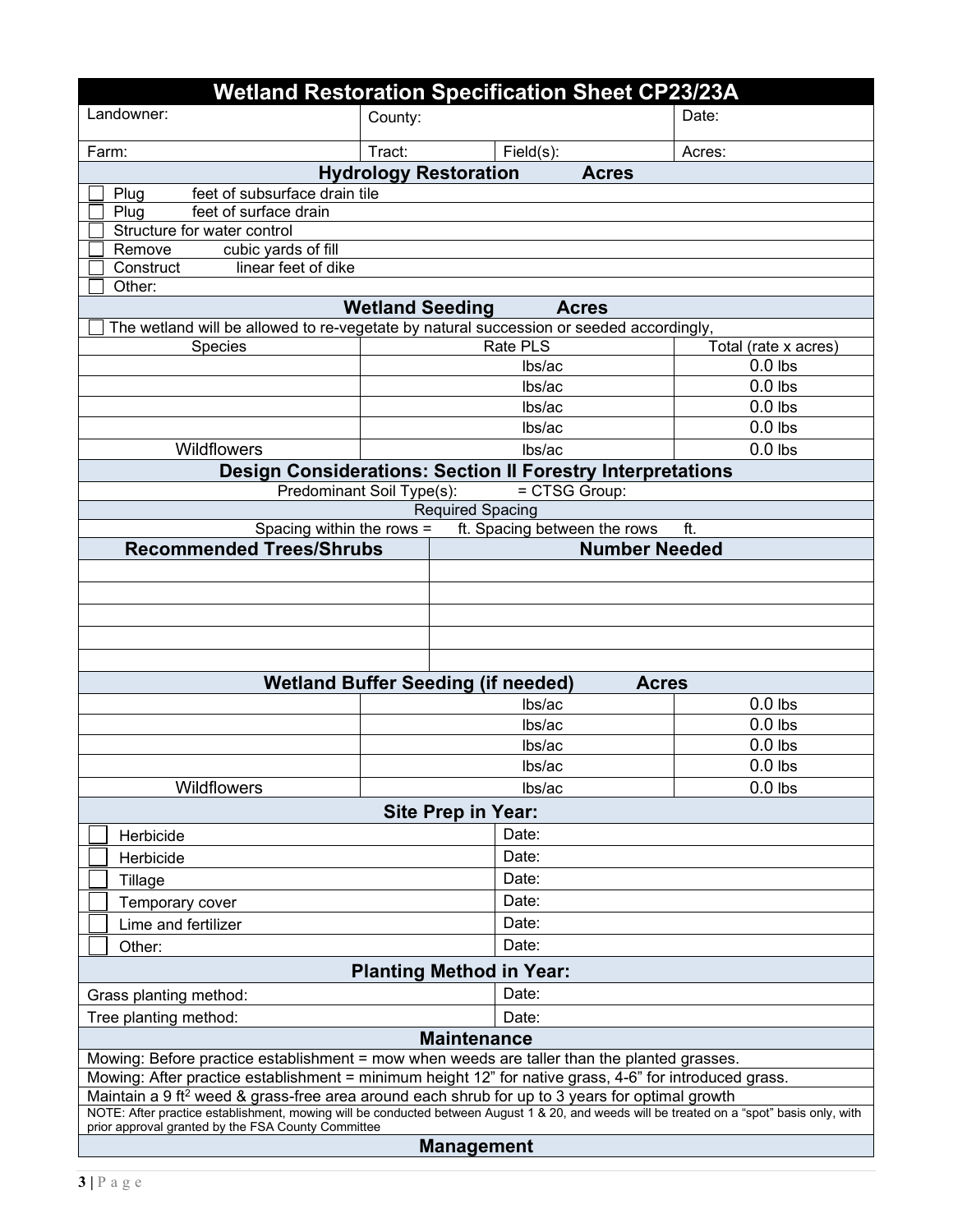# Wetland Restoration Specification Sheet CP23/23A

| Landowner: | County: | | Date: |
|---|---|---|---|
| Farm: | Tract: | Field(s): | Acres: |

## Hydrology Restoration Acres

- ☐ Plug feet of subsurface drain tile
- ☐ Plug feet of surface drain
- ☐ Structure for water control
- ☐ Remove cubic yards of fill
- ☐ Construct linear feet of dike
- ☐ Other:

## Wetland Seeding Acres

☐ The wetland will be allowed to re-vegetate by natural succession or seeded accordingly,

| Species | Rate PLS | Total (rate x acres) |
|---|---|---|
| | lbs/ac | 0.0 lbs |
| | lbs/ac | 0.0 lbs |
| | lbs/ac | 0.0 lbs |
| | lbs/ac | 0.0 lbs |
| Wildflowers | lbs/ac | 0.0 lbs |

## Design Considerations: Section II Forestry Interpretations

Predominant Soil Type(s): = CTSG Group:

**Required Spacing**

Spacing within the rows = ft. Spacing between the rows ft.

| Recommended Trees/Shrubs | Number Needed |
|---|---|
| | |
| | |
| | |
| | |
| | |

## Wetland Buffer Seeding (if needed) Acres

| | | |
|---|---|---|
| | lbs/ac | 0.0 lbs |
| | lbs/ac | 0.0 lbs |
| | lbs/ac | 0.0 lbs |
| | lbs/ac | 0.0 lbs |
| Wildflowers | lbs/ac | 0.0 lbs |

## Site Prep in Year:

| | |
|---|---|
| ☐ Herbicide | Date: |
| ☐ Herbicide | Date: |
| ☐ Tillage | Date: |
| ☐ Temporary cover | Date: |
| ☐ Lime and fertilizer | Date: |
| ☐ Other: | Date: |

## Planting Method in Year:

| | |
|---|---|
| Grass planting method: | Date: |
| Tree planting method: | Date: |

## Maintenance

Mowing: Before practice establishment = mow when weeds are taller than the planted grasses.

Mowing: After practice establishment = minimum height 12" for native grass, 4-6" for introduced grass.

Maintain a 9 $ft^2$ weed & grass-free area around each shrub for up to 3 years for optimal growth

NOTE: After practice establishment, mowing will be conducted between August 1 & 20, and weeds will be treated on a "spot" basis only, with prior approval granted by the FSA County Committee

## Management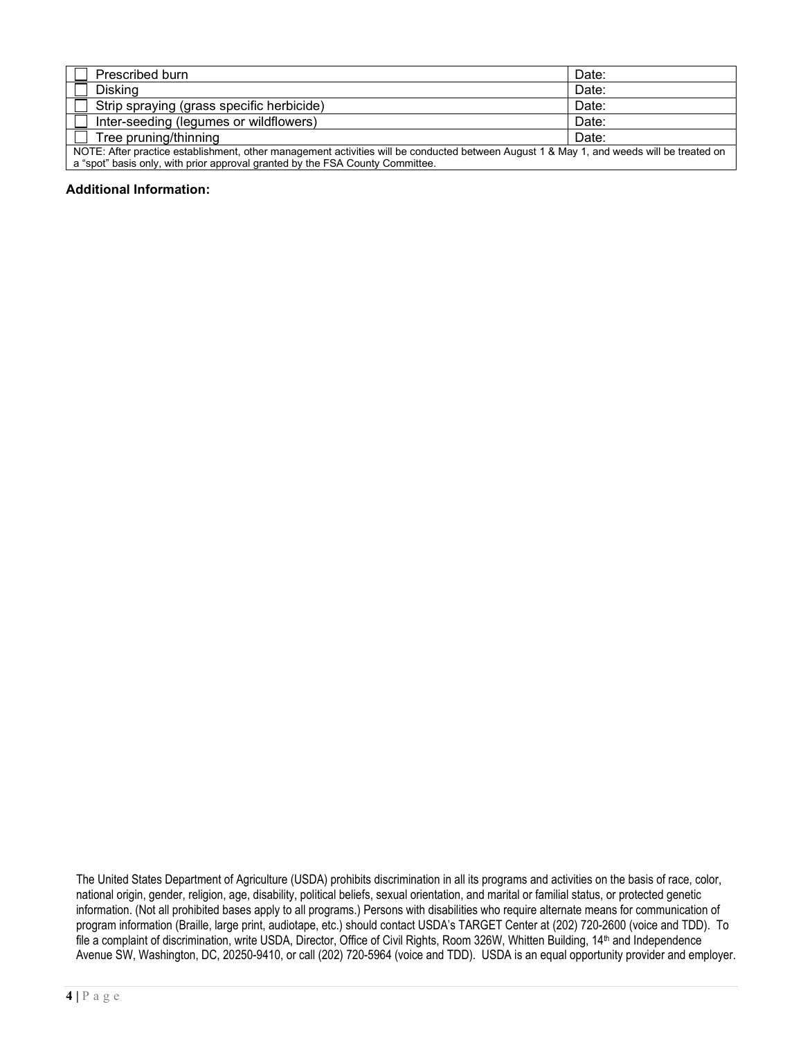| | |
|---|---|
| ☐ Prescribed burn | Date: |
| ☐ Disking | Date: |
| ☐ Strip spraying (grass specific herbicide) | Date: |
| ☐ Inter-seeding (legumes or wildflowers) | Date: |
| ☐ Tree pruning/thinning | Date: |
| NOTE: After practice establishment, other management activities will be conducted between August 1 & May 1, and weeds will be treated on a “spot” basis only, with prior approval granted by the FSA County Committee. | |

**Additional Information:**

The United States Department of Agriculture (USDA) prohibits discrimination in all its programs and activities on the basis of race, color, national origin, gender, religion, age, disability, political beliefs, sexual orientation, and marital or familial status, or protected genetic information. (Not all prohibited bases apply to all programs.) Persons with disabilities who require alternate means for communication of program information (Braille, large print, audiotape, etc.) should contact USDA’s TARGET Center at (202) 720-2600 (voice and TDD). To file a complaint of discrimination, write USDA, Director, Office of Civil Rights, Room 326W, Whitten Building, 14th and Independence Avenue SW, Washington, DC, 20250-9410, or call (202) 720-5964 (voice and TDD). USDA is an equal opportunity provider and employer.